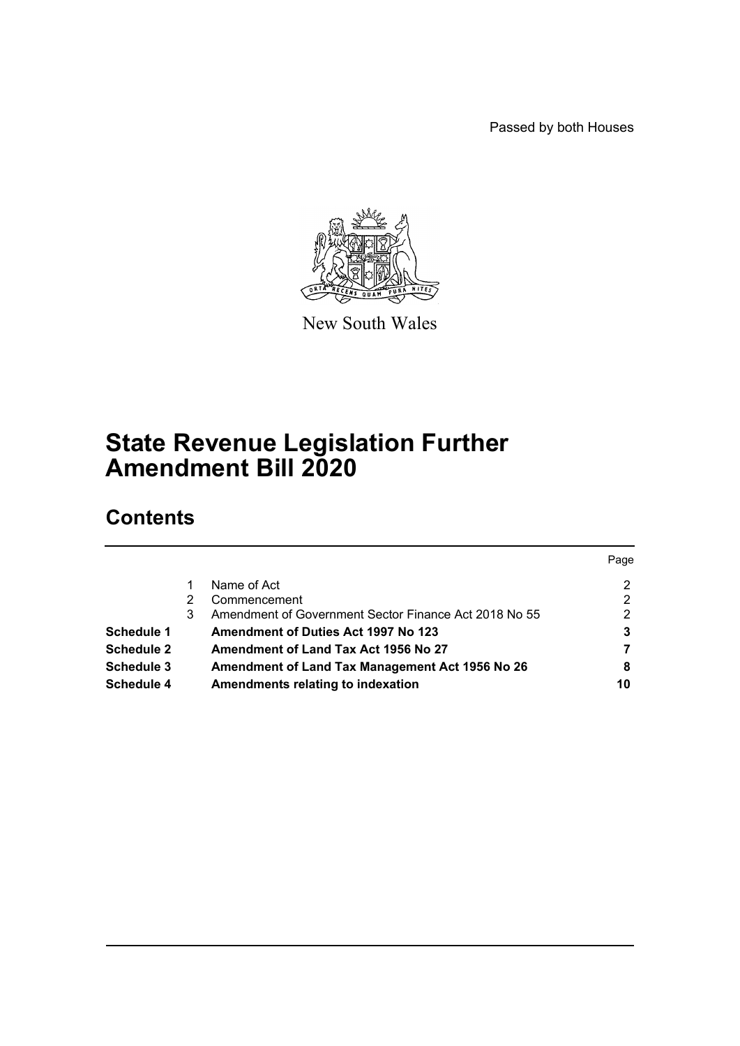Passed by both Houses

New South Wales

# State Revenue Legislation Further Amendment Bill 2020

## Contents

| | | | Page |
|---|---|---|---|
| | 1 | Name of Act | 2 |
| | 2 | Commencement | 2 |
| | 3 | Amendment of Government Sector Finance Act 2018 No 55 | 2 |
| **Schedule 1** | | **Amendment of Duties Act 1997 No 123** | **3** |
| **Schedule 2** | | **Amendment of Land Tax Act 1956 No 27** | **7** |
| **Schedule 3** | | **Amendment of Land Tax Management Act 1956 No 26** | **8** |
| **Schedule 4** | | **Amendments relating to indexation** | **10** |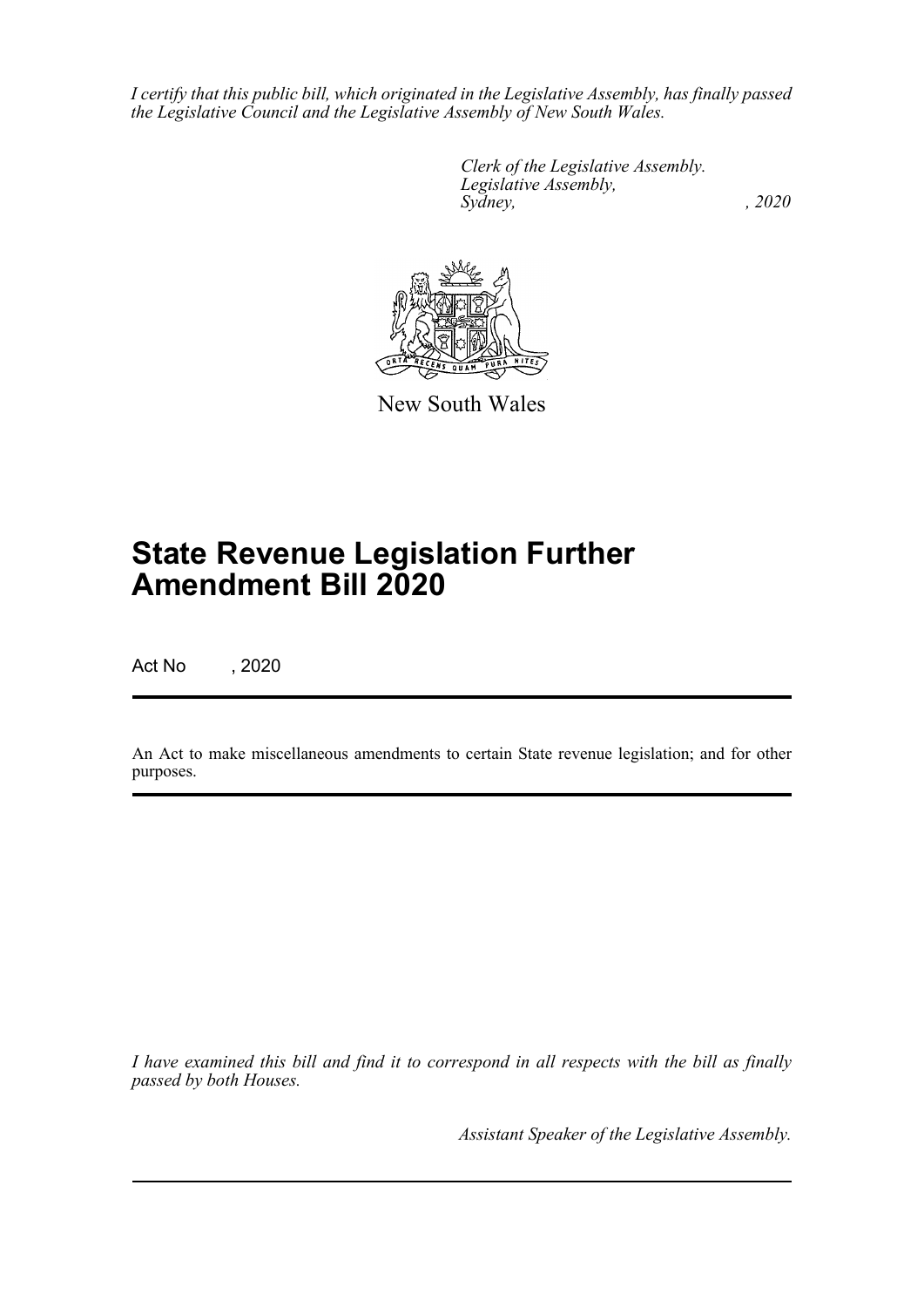*I certify that this public bill, which originated in the Legislative Assembly, has finally passed the Legislative Council and the Legislative Assembly of New South Wales.*

*Clerk of the Legislative Assembly.*
*Legislative Assembly,*
*Sydney, , 2020*

New South Wales

# State Revenue Legislation Further Amendment Bill 2020

Act No , 2020

An Act to make miscellaneous amendments to certain State revenue legislation; and for other purposes.

*I have examined this bill and find it to correspond in all respects with the bill as finally passed by both Houses.*

*Assistant Speaker of the Legislative Assembly.*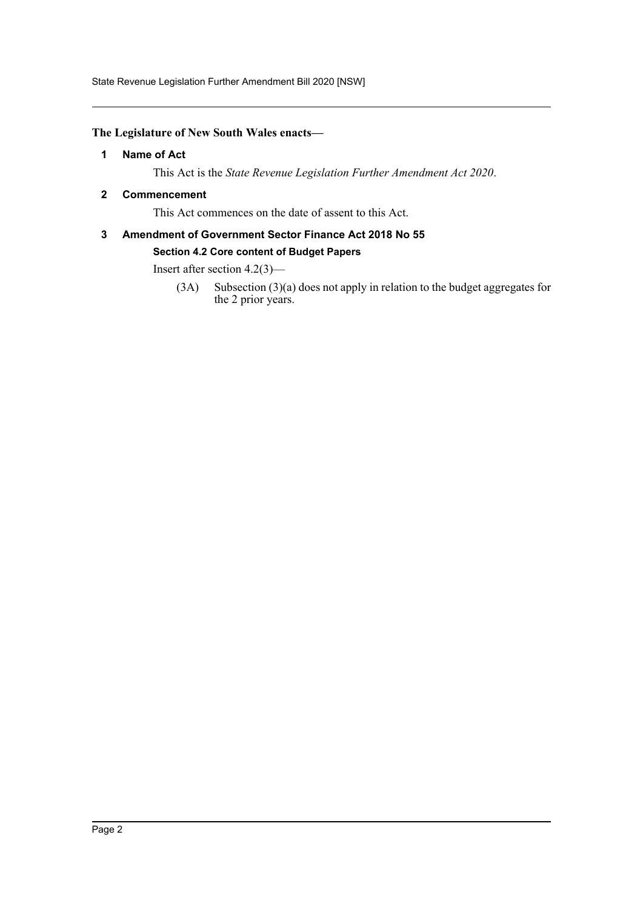**The Legislature of New South Wales enacts—**

## 1 Name of Act

This Act is the *State Revenue Legislation Further Amendment Act 2020*.

## 2 Commencement

This Act commences on the date of assent to this Act.

## 3 Amendment of Government Sector Finance Act 2018 No 55

### Section 4.2 Core content of Budget Papers

Insert after section 4.2(3)—

(3A) Subsection (3)(a) does not apply in relation to the budget aggregates for the 2 prior years.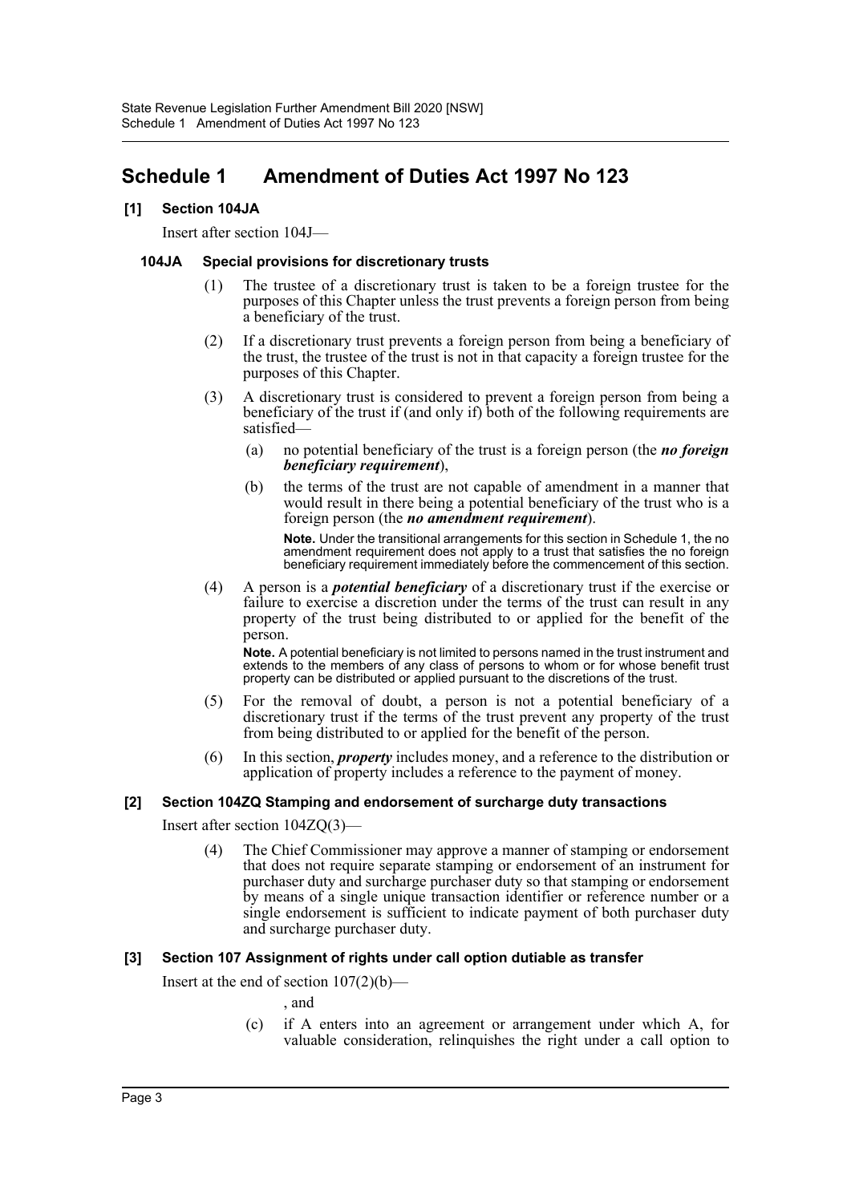# Schedule 1 Amendment of Duties Act 1997 No 123

## [1] Section 104JA

Insert after section 104J—

### 104JA Special provisions for discretionary trusts

(1) The trustee of a discretionary trust is taken to be a foreign trustee for the purposes of this Chapter unless the trust prevents a foreign person from being a beneficiary of the trust.

(2) If a discretionary trust prevents a foreign person from being a beneficiary of the trust, the trustee of the trust is not in that capacity a foreign trustee for the purposes of this Chapter.

(3) A discretionary trust is considered to prevent a foreign person from being a beneficiary of the trust if (and only if) both of the following requirements are satisfied—

(a) no potential beneficiary of the trust is a foreign person (the ***no foreign beneficiary requirement***),

(b) the terms of the trust are not capable of amendment in a manner that would result in there being a potential beneficiary of the trust who is a foreign person (the ***no amendment requirement***).

**Note.** Under the transitional arrangements for this section in Schedule 1, the no amendment requirement does not apply to a trust that satisfies the no foreign beneficiary requirement immediately before the commencement of this section.

(4) A person is a ***potential beneficiary*** of a discretionary trust if the exercise or failure to exercise a discretion under the terms of the trust can result in any property of the trust being distributed to or applied for the benefit of the person.

**Note.** A potential beneficiary is not limited to persons named in the trust instrument and extends to the members of any class of persons to whom or for whose benefit trust property can be distributed or applied pursuant to the discretions of the trust.

(5) For the removal of doubt, a person is not a potential beneficiary of a discretionary trust if the terms of the trust prevent any property of the trust from being distributed to or applied for the benefit of the person.

(6) In this section, ***property*** includes money, and a reference to the distribution or application of property includes a reference to the payment of money.

## [2] Section 104ZQ Stamping and endorsement of surcharge duty transactions

Insert after section 104ZQ(3)—

(4) The Chief Commissioner may approve a manner of stamping or endorsement that does not require separate stamping or endorsement of an instrument for purchaser duty and surcharge purchaser duty so that stamping or endorsement by means of a single unique transaction identifier or reference number or a single endorsement is sufficient to indicate payment of both purchaser duty and surcharge purchaser duty.

## [3] Section 107 Assignment of rights under call option dutiable as transfer

Insert at the end of section 107(2)(b)—

, and

(c) if A enters into an agreement or arrangement under which A, for valuable consideration, relinquishes the right under a call option to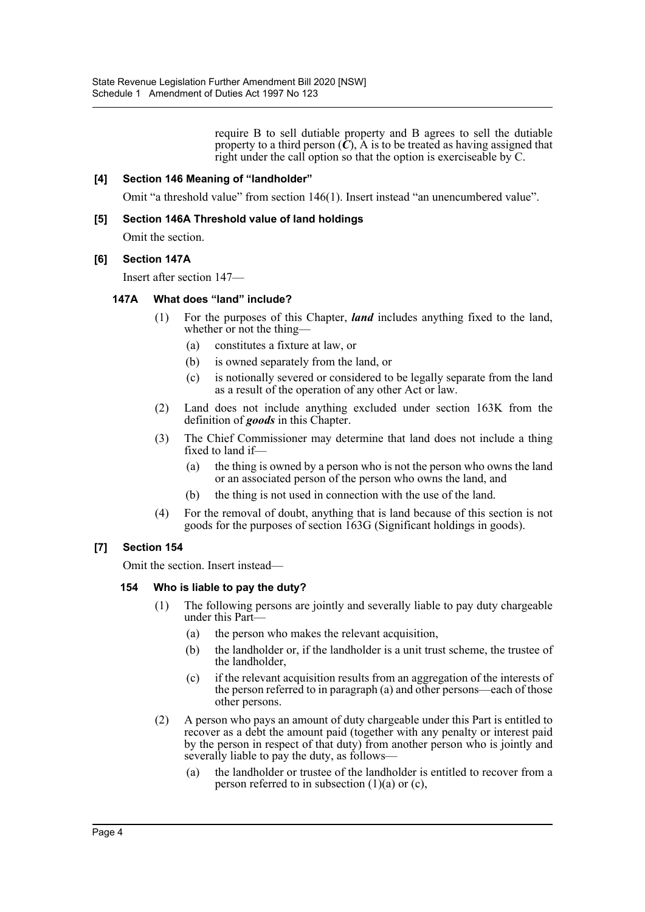require B to sell dutiable property and B agrees to sell the dutiable property to a third person (***C***), A is to be treated as having assigned that right under the call option so that the option is exerciseable by C.

**[4] Section 146 Meaning of "landholder"**

Omit "a threshold value" from section 146(1). Insert instead "an unencumbered value".

**[5] Section 146A Threshold value of land holdings**

Omit the section.

**[6] Section 147A**

Insert after section 147—

**147A What does "land" include?**

(1) For the purposes of this Chapter, ***land*** includes anything fixed to the land, whether or not the thing—

(a) constitutes a fixture at law, or

(b) is owned separately from the land, or

(c) is notionally severed or considered to be legally separate from the land as a result of the operation of any other Act or law.

(2) Land does not include anything excluded under section 163K from the definition of ***goods*** in this Chapter.

(3) The Chief Commissioner may determine that land does not include a thing fixed to land if—

(a) the thing is owned by a person who is not the person who owns the land or an associated person of the person who owns the land, and

(b) the thing is not used in connection with the use of the land.

(4) For the removal of doubt, anything that is land because of this section is not goods for the purposes of section 163G (Significant holdings in goods).

**[7] Section 154**

Omit the section. Insert instead—

**154 Who is liable to pay the duty?**

(1) The following persons are jointly and severally liable to pay duty chargeable under this Part—

(a) the person who makes the relevant acquisition,

(b) the landholder or, if the landholder is a unit trust scheme, the trustee of the landholder,

(c) if the relevant acquisition results from an aggregation of the interests of the person referred to in paragraph (a) and other persons—each of those other persons.

(2) A person who pays an amount of duty chargeable under this Part is entitled to recover as a debt the amount paid (together with any penalty or interest paid by the person in respect of that duty) from another person who is jointly and severally liable to pay the duty, as follows—

(a) the landholder or trustee of the landholder is entitled to recover from a person referred to in subsection (1)(a) or (c),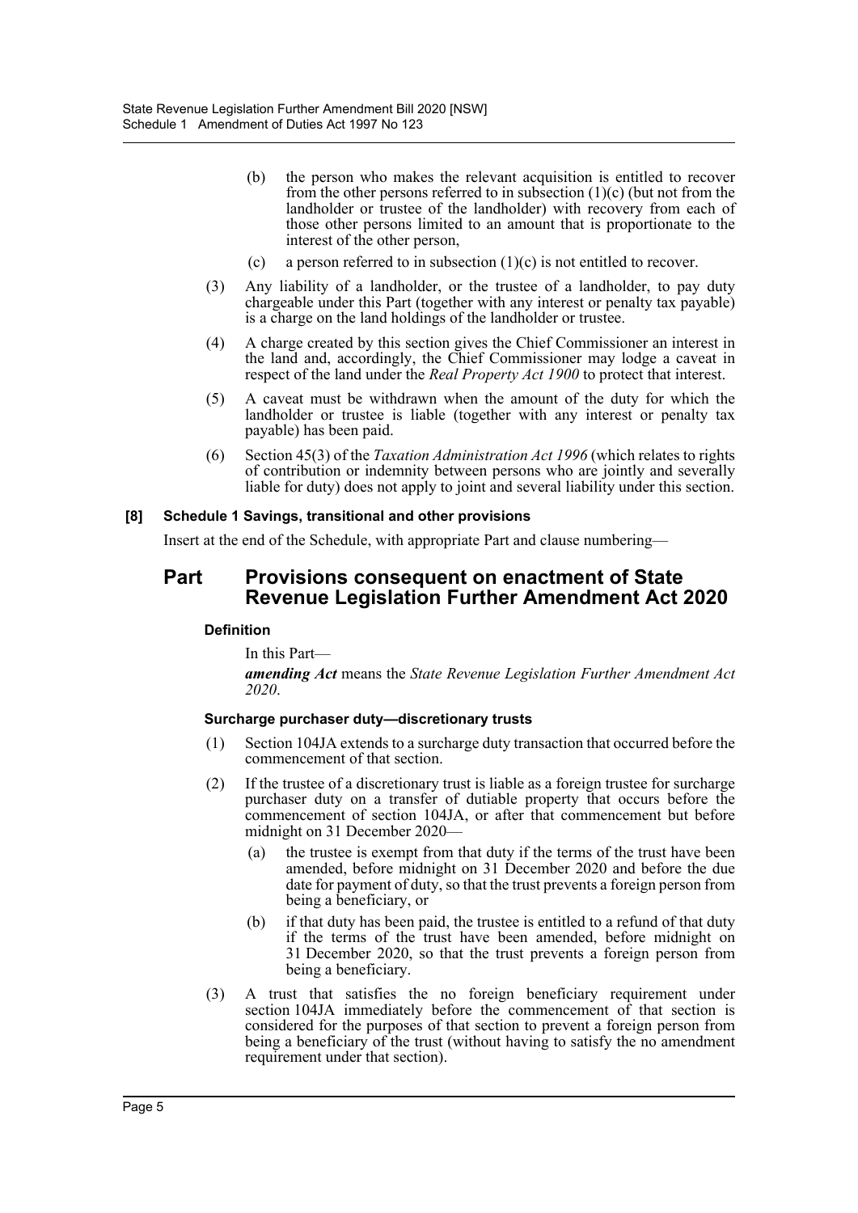(b) the person who makes the relevant acquisition is entitled to recover from the other persons referred to in subsection (1)(c) (but not from the landholder or trustee of the landholder) with recovery from each of those other persons limited to an amount that is proportionate to the interest of the other person,

(c) a person referred to in subsection (1)(c) is not entitled to recover.

(3) Any liability of a landholder, or the trustee of a landholder, to pay duty chargeable under this Part (together with any interest or penalty tax payable) is a charge on the land holdings of the landholder or trustee.

(4) A charge created by this section gives the Chief Commissioner an interest in the land and, accordingly, the Chief Commissioner may lodge a caveat in respect of the land under the *Real Property Act 1900* to protect that interest.

(5) A caveat must be withdrawn when the amount of the duty for which the landholder or trustee is liable (together with any interest or penalty tax payable) has been paid.

(6) Section 45(3) of the *Taxation Administration Act 1996* (which relates to rights of contribution or indemnity between persons who are jointly and severally liable for duty) does not apply to joint and several liability under this section.

**[8] Schedule 1 Savings, transitional and other provisions**

Insert at the end of the Schedule, with appropriate Part and clause numbering—

## Part Provisions consequent on enactment of State Revenue Legislation Further Amendment Act 2020

**Definition**

In this Part—

***amending Act*** means the *State Revenue Legislation Further Amendment Act 2020*.

**Surcharge purchaser duty—discretionary trusts**

(1) Section 104JA extends to a surcharge duty transaction that occurred before the commencement of that section.

(2) If the trustee of a discretionary trust is liable as a foreign trustee for surcharge purchaser duty on a transfer of dutiable property that occurs before the commencement of section 104JA, or after that commencement but before midnight on 31 December 2020—

(a) the trustee is exempt from that duty if the terms of the trust have been amended, before midnight on 31 December 2020 and before the due date for payment of duty, so that the trust prevents a foreign person from being a beneficiary, or

(b) if that duty has been paid, the trustee is entitled to a refund of that duty if the terms of the trust have been amended, before midnight on 31 December 2020, so that the trust prevents a foreign person from being a beneficiary.

(3) A trust that satisfies the no foreign beneficiary requirement under section 104JA immediately before the commencement of that section is considered for the purposes of that section to prevent a foreign person from being a beneficiary of the trust (without having to satisfy the no amendment requirement under that section).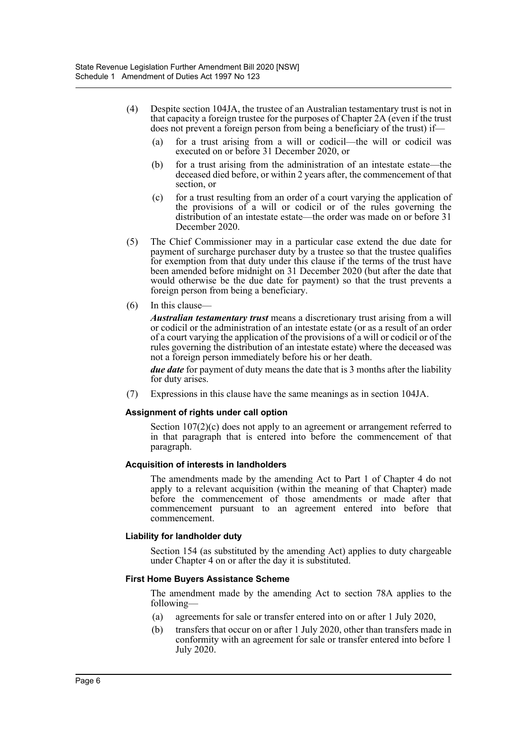(4) Despite section 104JA, the trustee of an Australian testamentary trust is not in that capacity a foreign trustee for the purposes of Chapter 2A (even if the trust does not prevent a foreign person from being a beneficiary of the trust) if—

- (a) for a trust arising from a will or codicil—the will or codicil was executed on or before 31 December 2020, or
- (b) for a trust arising from the administration of an intestate estate—the deceased died before, or within 2 years after, the commencement of that section, or
- (c) for a trust resulting from an order of a court varying the application of the provisions of a will or codicil or of the rules governing the distribution of an intestate estate—the order was made on or before 31 December 2020.

(5) The Chief Commissioner may in a particular case extend the due date for payment of surcharge purchaser duty by a trustee so that the trustee qualifies for exemption from that duty under this clause if the terms of the trust have been amended before midnight on 31 December 2020 (but after the date that would otherwise be the due date for payment) so that the trust prevents a foreign person from being a beneficiary.

(6) In this clause—

***Australian testamentary trust*** means a discretionary trust arising from a will or codicil or the administration of an intestate estate (or as a result of an order of a court varying the application of the provisions of a will or codicil or of the rules governing the distribution of an intestate estate) where the deceased was not a foreign person immediately before his or her death.

***due date*** for payment of duty means the date that is 3 months after the liability for duty arises.

(7) Expressions in this clause have the same meanings as in section 104JA.

**Assignment of rights under call option**

Section 107(2)(c) does not apply to an agreement or arrangement referred to in that paragraph that is entered into before the commencement of that paragraph.

**Acquisition of interests in landholders**

The amendments made by the amending Act to Part 1 of Chapter 4 do not apply to a relevant acquisition (within the meaning of that Chapter) made before the commencement of those amendments or made after that commencement pursuant to an agreement entered into before that commencement.

**Liability for landholder duty**

Section 154 (as substituted by the amending Act) applies to duty chargeable under Chapter 4 on or after the day it is substituted.

**First Home Buyers Assistance Scheme**

The amendment made by the amending Act to section 78A applies to the following—

- (a) agreements for sale or transfer entered into on or after 1 July 2020,
- (b) transfers that occur on or after 1 July 2020, other than transfers made in conformity with an agreement for sale or transfer entered into before 1 July 2020.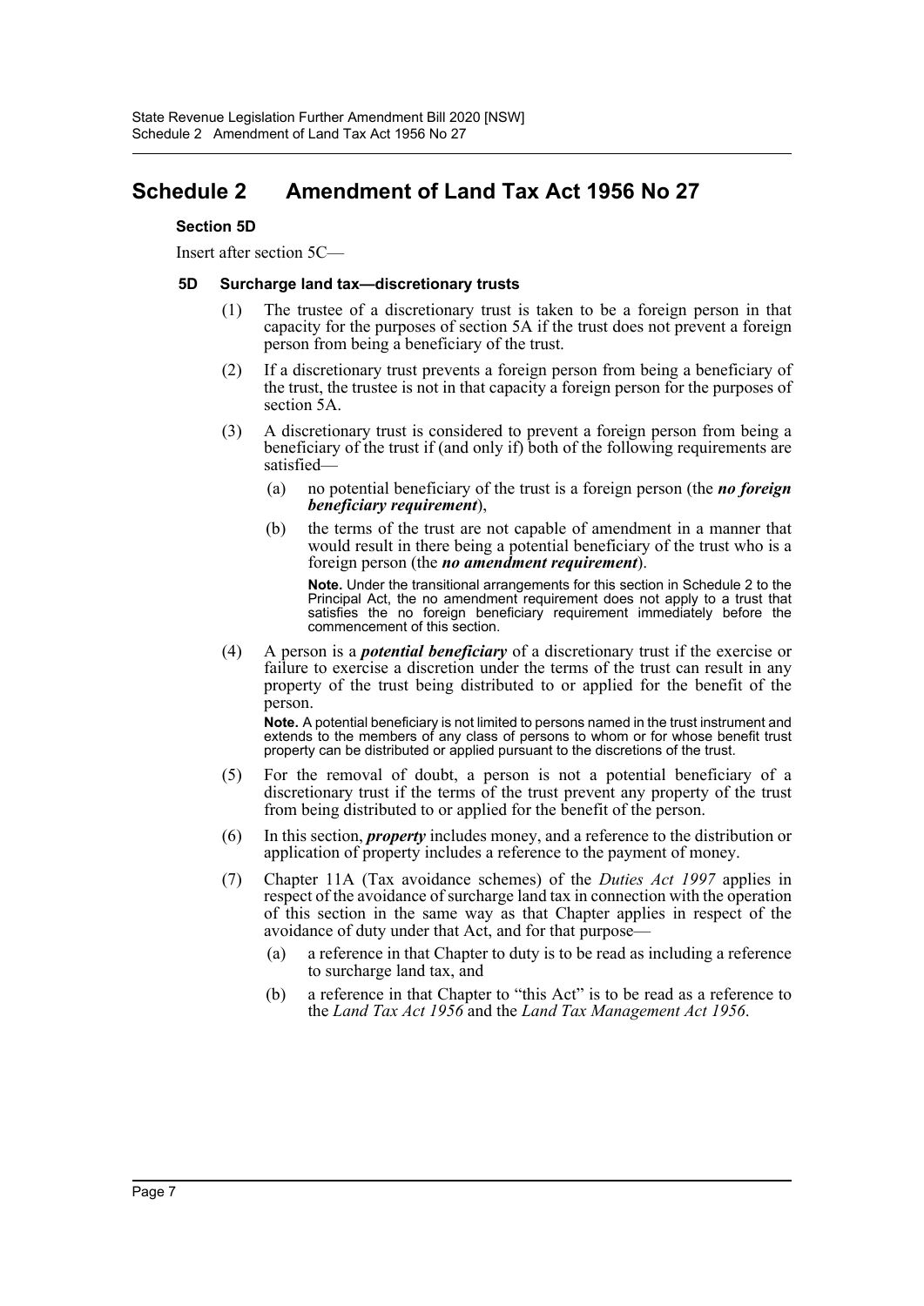# Schedule 2 Amendment of Land Tax Act 1956 No 27

**Section 5D**

Insert after section 5C—

**5D Surcharge land tax—discretionary trusts**

(1) The trustee of a discretionary trust is taken to be a foreign person in that capacity for the purposes of section 5A if the trust does not prevent a foreign person from being a beneficiary of the trust.

(2) If a discretionary trust prevents a foreign person from being a beneficiary of the trust, the trustee is not in that capacity a foreign person for the purposes of section 5A.

(3) A discretionary trust is considered to prevent a foreign person from being a beneficiary of the trust if (and only if) both of the following requirements are satisfied—

(a) no potential beneficiary of the trust is a foreign person (the ***no foreign beneficiary requirement***),

(b) the terms of the trust are not capable of amendment in a manner that would result in there being a potential beneficiary of the trust who is a foreign person (the ***no amendment requirement***).

**Note.** Under the transitional arrangements for this section in Schedule 2 to the Principal Act, the no amendment requirement does not apply to a trust that satisfies the no foreign beneficiary requirement immediately before the commencement of this section.

(4) A person is a ***potential beneficiary*** of a discretionary trust if the exercise or failure to exercise a discretion under the terms of the trust can result in any property of the trust being distributed to or applied for the benefit of the person.

**Note.** A potential beneficiary is not limited to persons named in the trust instrument and extends to the members of any class of persons to whom or for whose benefit trust property can be distributed or applied pursuant to the discretions of the trust.

(5) For the removal of doubt, a person is not a potential beneficiary of a discretionary trust if the terms of the trust prevent any property of the trust from being distributed to or applied for the benefit of the person.

(6) In this section, ***property*** includes money, and a reference to the distribution or application of property includes a reference to the payment of money.

(7) Chapter 11A (Tax avoidance schemes) of the *Duties Act 1997* applies in respect of the avoidance of surcharge land tax in connection with the operation of this section in the same way as that Chapter applies in respect of the avoidance of duty under that Act, and for that purpose—

(a) a reference in that Chapter to duty is to be read as including a reference to surcharge land tax, and

(b) a reference in that Chapter to "this Act" is to be read as a reference to the *Land Tax Act 1956* and the *Land Tax Management Act 1956*.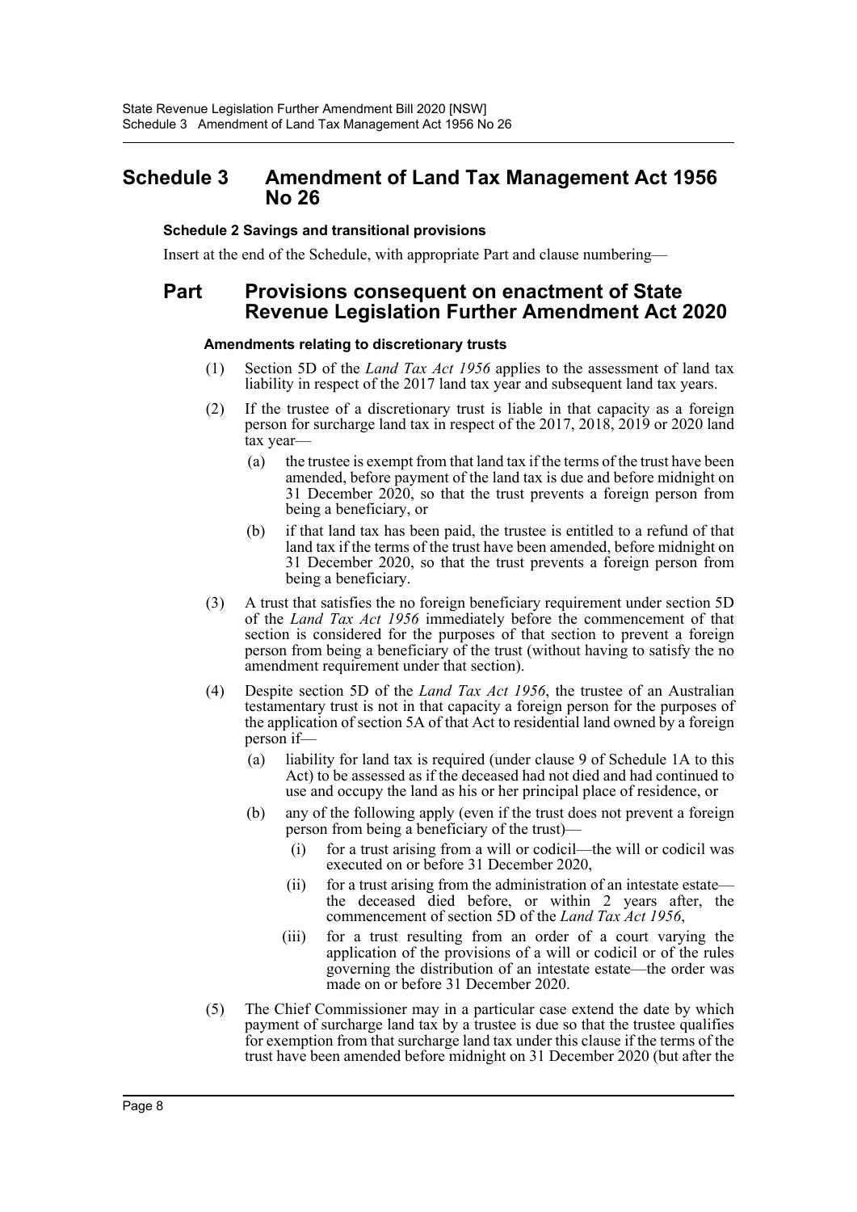# Schedule 3 Amendment of Land Tax Management Act 1956 No 26

**Schedule 2 Savings and transitional provisions**

Insert at the end of the Schedule, with appropriate Part and clause numbering—

## Part Provisions consequent on enactment of State Revenue Legislation Further Amendment Act 2020

**Amendments relating to discretionary trusts**

(1) Section 5D of the *Land Tax Act 1956* applies to the assessment of land tax liability in respect of the 2017 land tax year and subsequent land tax years.

(2) If the trustee of a discretionary trust is liable in that capacity as a foreign person for surcharge land tax in respect of the 2017, 2018, 2019 or 2020 land tax year—

- (a) the trustee is exempt from that land tax if the terms of the trust have been amended, before payment of the land tax is due and before midnight on 31 December 2020, so that the trust prevents a foreign person from being a beneficiary, or
- (b) if that land tax has been paid, the trustee is entitled to a refund of that land tax if the terms of the trust have been amended, before midnight on 31 December 2020, so that the trust prevents a foreign person from being a beneficiary.

(3) A trust that satisfies the no foreign beneficiary requirement under section 5D of the *Land Tax Act 1956* immediately before the commencement of that section is considered for the purposes of that section to prevent a foreign person from being a beneficiary of the trust (without having to satisfy the no amendment requirement under that section).

(4) Despite section 5D of the *Land Tax Act 1956*, the trustee of an Australian testamentary trust is not in that capacity a foreign person for the purposes of the application of section 5A of that Act to residential land owned by a foreign person if—

- (a) liability for land tax is required (under clause 9 of Schedule 1A to this Act) to be assessed as if the deceased had not died and had continued to use and occupy the land as his or her principal place of residence, or
- (b) any of the following apply (even if the trust does not prevent a foreign person from being a beneficiary of the trust)—
  - (i) for a trust arising from a will or codicil—the will or codicil was executed on or before 31 December 2020,
  - (ii) for a trust arising from the administration of an intestate estate—the deceased died before, or within 2 years after, the commencement of section 5D of the *Land Tax Act 1956*,
  - (iii) for a trust resulting from an order of a court varying the application of the provisions of a will or codicil or of the rules governing the distribution of an intestate estate—the order was made on or before 31 December 2020.

(5) The Chief Commissioner may in a particular case extend the date by which payment of surcharge land tax by a trustee is due so that the trustee qualifies for exemption from that surcharge land tax under this clause if the terms of the trust have been amended before midnight on 31 December 2020 (but after the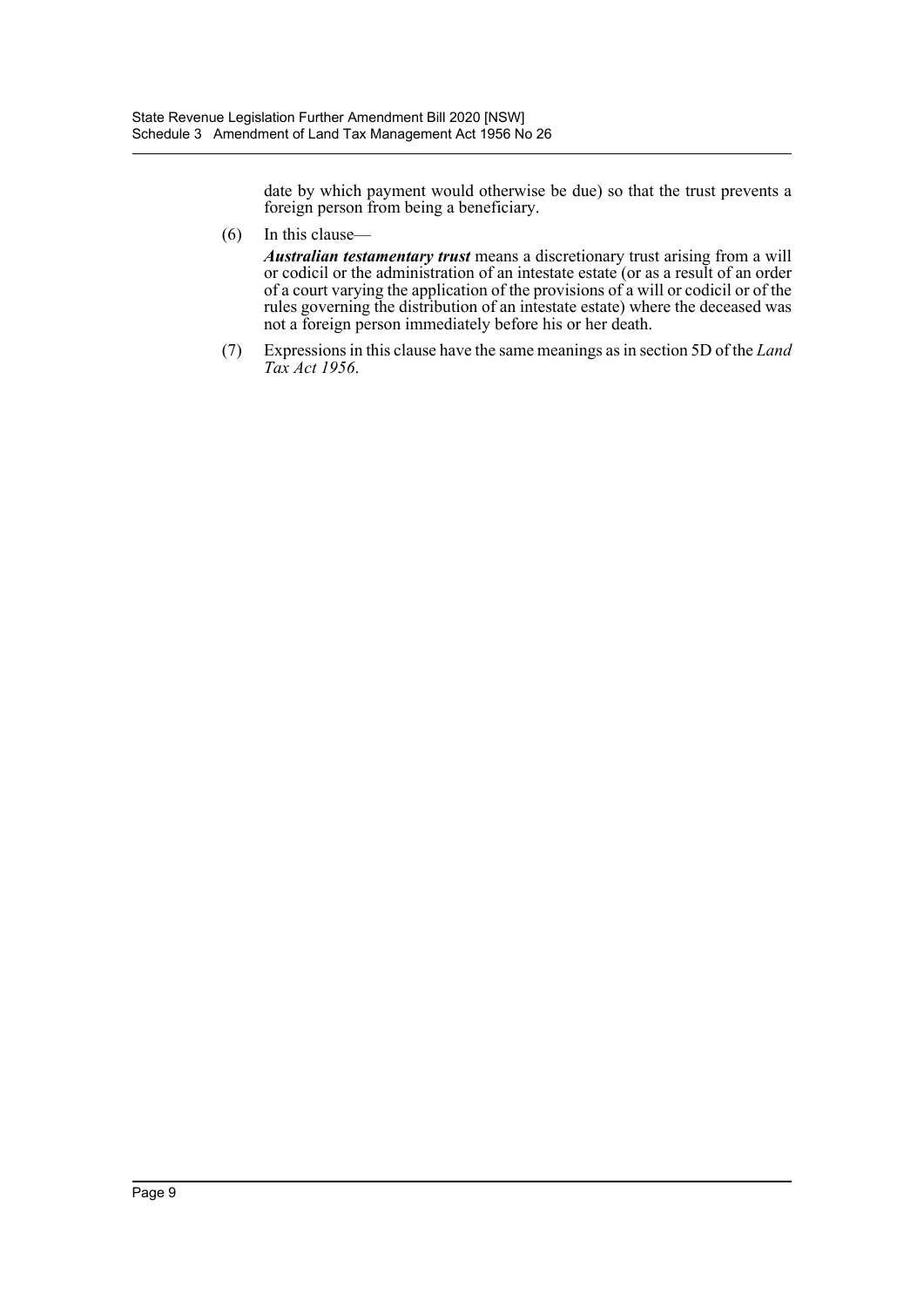date by which payment would otherwise be due) so that the trust prevents a foreign person from being a beneficiary.

(6) In this clause—

***Australian testamentary trust*** means a discretionary trust arising from a will or codicil or the administration of an intestate estate (or as a result of an order of a court varying the application of the provisions of a will or codicil or of the rules governing the distribution of an intestate estate) where the deceased was not a foreign person immediately before his or her death.

(7) Expressions in this clause have the same meanings as in section 5D of the *Land Tax Act 1956*.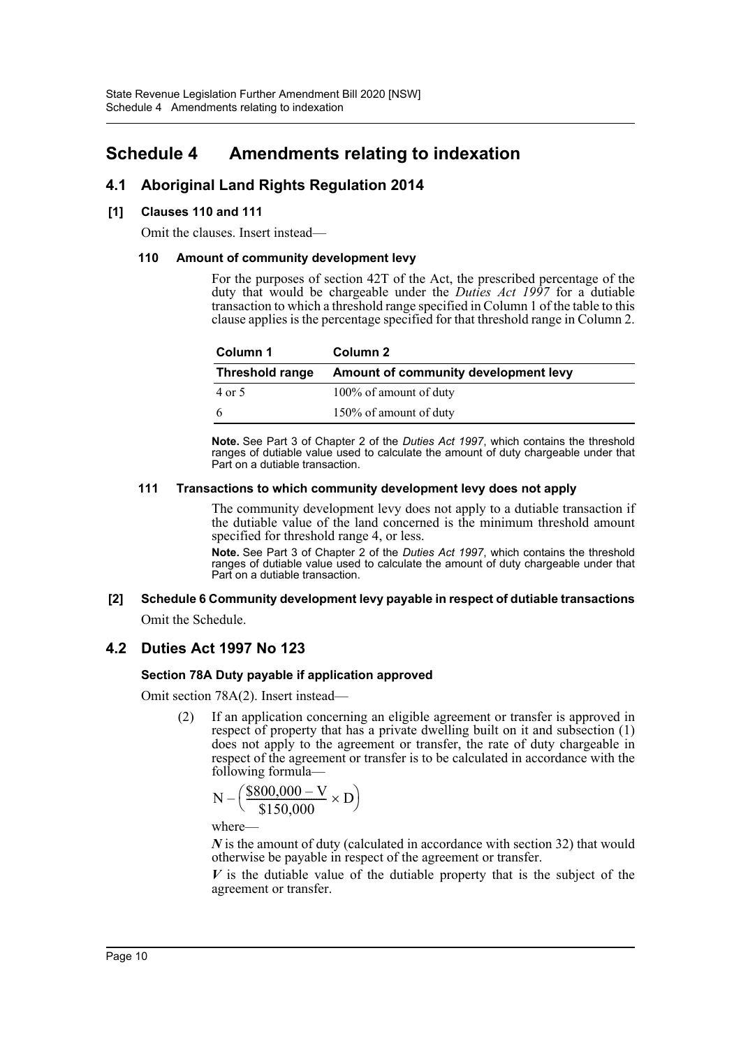# Schedule 4 Amendments relating to indexation

## 4.1 Aboriginal Land Rights Regulation 2014

### [1] Clauses 110 and 111

Omit the clauses. Insert instead—

#### 110 Amount of community development levy

For the purposes of section 42T of the Act, the prescribed percentage of the duty that would be chargeable under the *Duties Act 1997* for a dutiable transaction to which a threshold range specified in Column 1 of the table to this clause applies is the percentage specified for that threshold range in Column 2.

| Column 1<br>Threshold range | Column 2<br>Amount of community development levy |
|---|---|
| 4 or 5 | 100% of amount of duty |
| 6 | 150% of amount of duty |

**Note.** See Part 3 of Chapter 2 of the *Duties Act 1997*, which contains the threshold ranges of dutiable value used to calculate the amount of duty chargeable under that Part on a dutiable transaction.

#### 111 Transactions to which community development levy does not apply

The community development levy does not apply to a dutiable transaction if the dutiable value of the land concerned is the minimum threshold amount specified for threshold range 4, or less.

**Note.** See Part 3 of Chapter 2 of the *Duties Act 1997*, which contains the threshold ranges of dutiable value used to calculate the amount of duty chargeable under that Part on a dutiable transaction.

### [2] Schedule 6 Community development levy payable in respect of dutiable transactions

Omit the Schedule.

## 4.2 Duties Act 1997 No 123

### Section 78A Duty payable if application approved

Omit section 78A(2). Insert instead—

(2) If an application concerning an eligible agreement or transfer is approved in respect of property that has a private dwelling built on it and subsection (1) does not apply to the agreement or transfer, the rate of duty chargeable in respect of the agreement or transfer is to be calculated in accordance with the following formula—

$$N - \left(\frac{\$800{,}000 - V}{\$150{,}000} \times D\right)$$

where—

***N*** is the amount of duty (calculated in accordance with section 32) that would otherwise be payable in respect of the agreement or transfer.

***V*** is the dutiable value of the dutiable property that is the subject of the agreement or transfer.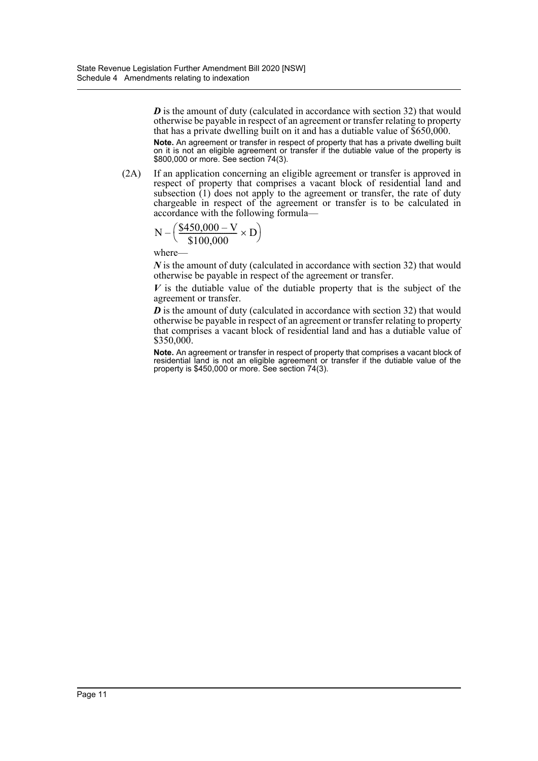***D*** is the amount of duty (calculated in accordance with section 32) that would otherwise be payable in respect of an agreement or transfer relating to property that has a private dwelling built on it and has a dutiable value of $650,000.

**Note.** An agreement or transfer in respect of property that has a private dwelling built on it is not an eligible agreement or transfer if the dutiable value of the property is $800,000 or more. See section 74(3).

(2A) If an application concerning an eligible agreement or transfer is approved in respect of property that comprises a vacant block of residential land and subsection (1) does not apply to the agreement or transfer, the rate of duty chargeable in respect of the agreement or transfer is to be calculated in accordance with the following formula—

$$N - \left(\frac{\$450{,}000 - V}{\$100{,}000} \times D\right)$$

where—

***N*** is the amount of duty (calculated in accordance with section 32) that would otherwise be payable in respect of the agreement or transfer.

***V*** is the dutiable value of the dutiable property that is the subject of the agreement or transfer.

***D*** is the amount of duty (calculated in accordance with section 32) that would otherwise be payable in respect of an agreement or transfer relating to property that comprises a vacant block of residential land and has a dutiable value of $350,000.

**Note.** An agreement or transfer in respect of property that comprises a vacant block of residential land is not an eligible agreement or transfer if the dutiable value of the property is $450,000 or more. See section 74(3).